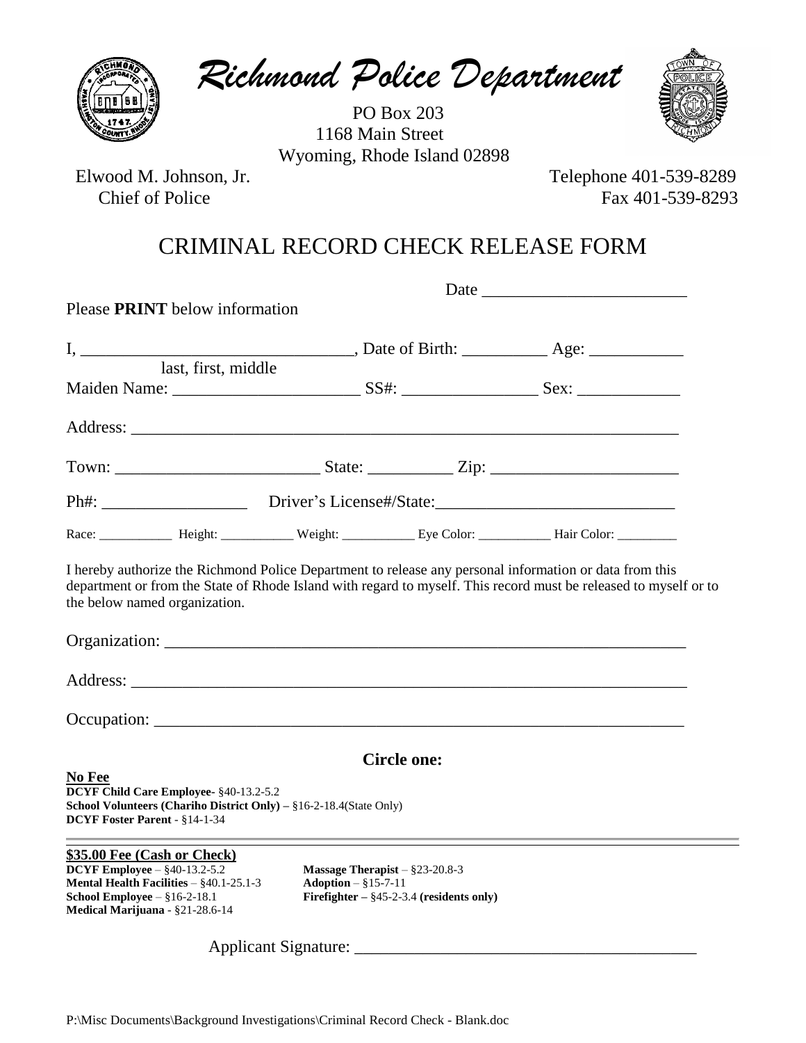# *Richmond Police Department*

PO Box 203
1168 Main Street
Wyoming, Rhode Island 02898

Elwood M. Johnson, Jr.
Chief of Police

Telephone 401-539-8289
Fax 401-539-8293

## CRIMINAL RECORD CHECK RELEASE FORM

Date ________________________

Please **PRINT** below information

I, ________________________________, Date of Birth: __________ Age: ___________
last, first, middle

Maiden Name: ______________________ SS#: ________________ Sex: ____________

Address: ________________________________________________________________

Town: ________________________ State: __________ Zip: ______________________

Ph#: _________________ Driver's License#/State:____________________________

Race: ___________ Height: ___________ Weight: ___________ Eye Color: ___________ Hair Color: _________

I hereby authorize the Richmond Police Department to release any personal information or data from this department or from the State of Rhode Island with regard to myself. This record must be released to myself or to the below named organization.

Organization: ____________________________________________________________

Address: ________________________________________________________________

Occupation: ______________________________________________________________

**Circle one:**

**No Fee**

**DCYF Child Care Employee**- §40-13.2-5.2
**School Volunteers (Chariho District Only) –** §16-2-18.4(State Only)
**DCYF Foster Parent** - §14-1-34

**$35.00 Fee (Cash or Check)**

**DCYF Employee** – §40-13.2-5.2
**Mental Health Facilities** – §40.1-25.1-3
**School Employee** – §16-2-18.1
**Medical Marijuana** - §21-28.6-14
**Massage Therapist** – §23-20.8-3
**Adoption** – §15-7-11
**Firefighter –** §45-2-3.4 **(residents only)**

Applicant Signature: ________________________________________

P:\Misc Documents\Background Investigations\Criminal Record Check - Blank.doc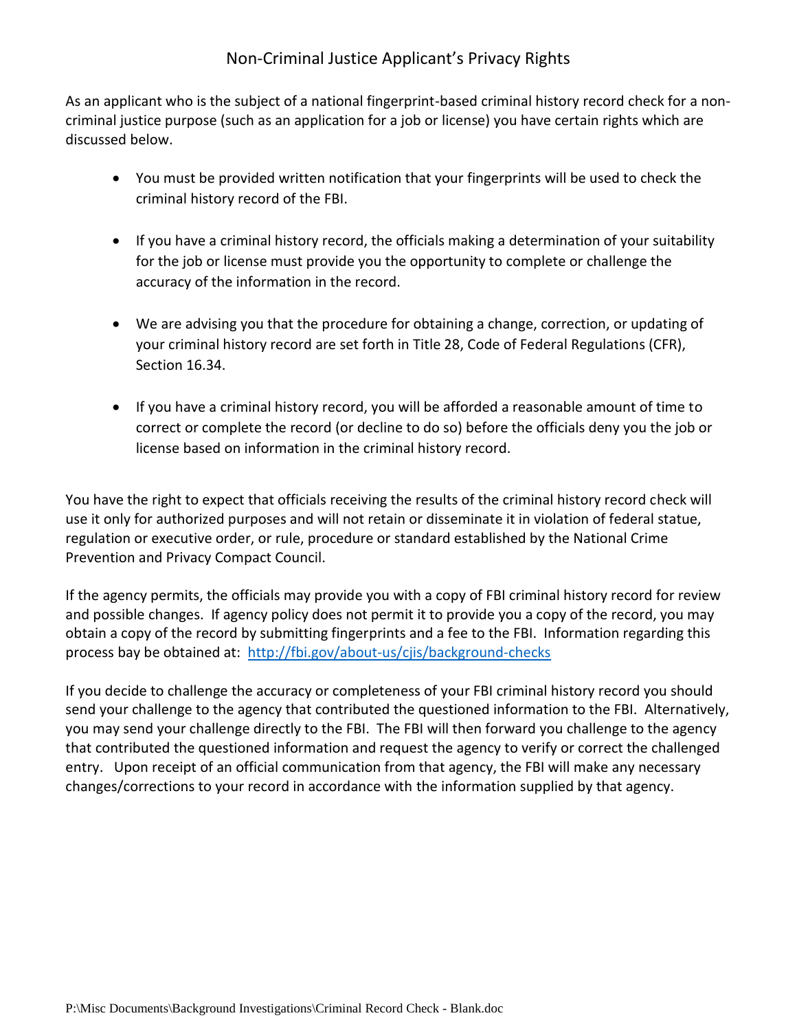# Non-Criminal Justice Applicant's Privacy Rights

As an applicant who is the subject of a national fingerprint-based criminal history record check for a non-criminal justice purpose (such as an application for a job or license) you have certain rights which are discussed below.

- You must be provided written notification that your fingerprints will be used to check the criminal history record of the FBI.
- If you have a criminal history record, the officials making a determination of your suitability for the job or license must provide you the opportunity to complete or challenge the accuracy of the information in the record.
- We are advising you that the procedure for obtaining a change, correction, or updating of your criminal history record are set forth in Title 28, Code of Federal Regulations (CFR), Section 16.34.
- If you have a criminal history record, you will be afforded a reasonable amount of time to correct or complete the record (or decline to do so) before the officials deny you the job or license based on information in the criminal history record.

You have the right to expect that officials receiving the results of the criminal history record check will use it only for authorized purposes and will not retain or disseminate it in violation of federal statue, regulation or executive order, or rule, procedure or standard established by the National Crime Prevention and Privacy Compact Council.

If the agency permits, the officials may provide you with a copy of FBI criminal history record for review and possible changes. If agency policy does not permit it to provide you a copy of the record, you may obtain a copy of the record by submitting fingerprints and a fee to the FBI. Information regarding this process bay be obtained at: [http://fbi.gov/about-us/cjis/background-checks](http://fbi.gov/about-us/cjis/background-checks)

If you decide to challenge the accuracy or completeness of your FBI criminal history record you should send your challenge to the agency that contributed the questioned information to the FBI. Alternatively, you may send your challenge directly to the FBI. The FBI will then forward you challenge to the agency that contributed the questioned information and request the agency to verify or correct the challenged entry. Upon receipt of an official communication from that agency, the FBI will make any necessary changes/corrections to your record in accordance with the information supplied by that agency.